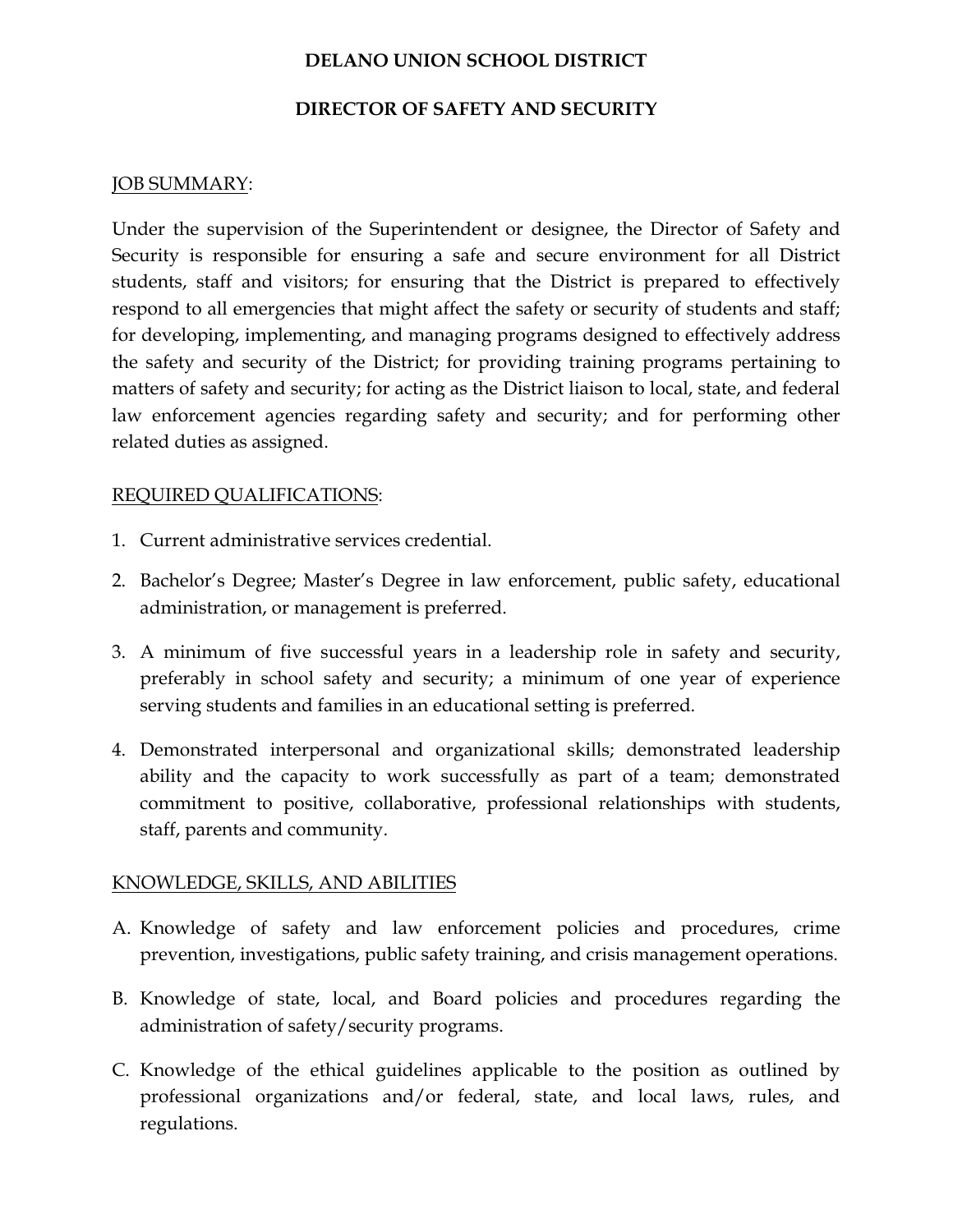# DELANO UNION SCHOOL DISTRICT

## DIRECTOR OF SAFETY AND SECURITY

JOB SUMMARY:

Under the supervision of the Superintendent or designee, the Director of Safety and Security is responsible for ensuring a safe and secure environment for all District students, staff and visitors; for ensuring that the District is prepared to effectively respond to all emergencies that might affect the safety or security of students and staff; for developing, implementing, and managing programs designed to effectively address the safety and security of the District; for providing training programs pertaining to matters of safety and security; for acting as the District liaison to local, state, and federal law enforcement agencies regarding safety and security; and for performing other related duties as assigned.

REQUIRED QUALIFICATIONS:

1. Current administrative services credential.
2. Bachelor's Degree; Master's Degree in law enforcement, public safety, educational administration, or management is preferred.
3. A minimum of five successful years in a leadership role in safety and security, preferably in school safety and security; a minimum of one year of experience serving students and families in an educational setting is preferred.
4. Demonstrated interpersonal and organizational skills; demonstrated leadership ability and the capacity to work successfully as part of a team; demonstrated commitment to positive, collaborative, professional relationships with students, staff, parents and community.

KNOWLEDGE, SKILLS, AND ABILITIES

A. Knowledge of safety and law enforcement policies and procedures, crime prevention, investigations, public safety training, and crisis management operations.
B. Knowledge of state, local, and Board policies and procedures regarding the administration of safety/security programs.
C. Knowledge of the ethical guidelines applicable to the position as outlined by professional organizations and/or federal, state, and local laws, rules, and regulations.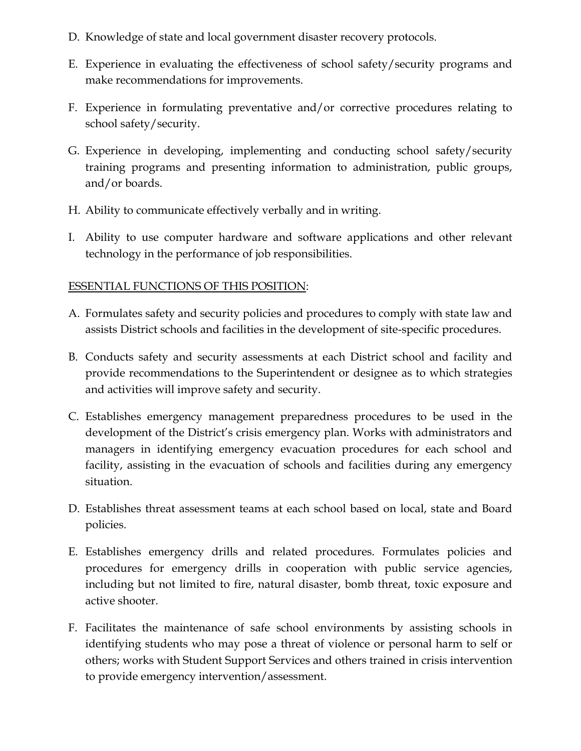D. Knowledge of state and local government disaster recovery protocols.

E. Experience in evaluating the effectiveness of school safety/security programs and make recommendations for improvements.

F. Experience in formulating preventative and/or corrective procedures relating to school safety/security.

G. Experience in developing, implementing and conducting school safety/security training programs and presenting information to administration, public groups, and/or boards.

H. Ability to communicate effectively verbally and in writing.

I. Ability to use computer hardware and software applications and other relevant technology in the performance of job responsibilities.

<u>ESSENTIAL FUNCTIONS OF THIS POSITION</u>:

A. Formulates safety and security policies and procedures to comply with state law and assists District schools and facilities in the development of site-specific procedures.

B. Conducts safety and security assessments at each District school and facility and provide recommendations to the Superintendent or designee as to which strategies and activities will improve safety and security.

C. Establishes emergency management preparedness procedures to be used in the development of the District's crisis emergency plan. Works with administrators and managers in identifying emergency evacuation procedures for each school and facility, assisting in the evacuation of schools and facilities during any emergency situation.

D. Establishes threat assessment teams at each school based on local, state and Board policies.

E. Establishes emergency drills and related procedures. Formulates policies and procedures for emergency drills in cooperation with public service agencies, including but not limited to fire, natural disaster, bomb threat, toxic exposure and active shooter.

F. Facilitates the maintenance of safe school environments by assisting schools in identifying students who may pose a threat of violence or personal harm to self or others; works with Student Support Services and others trained in crisis intervention to provide emergency intervention/assessment.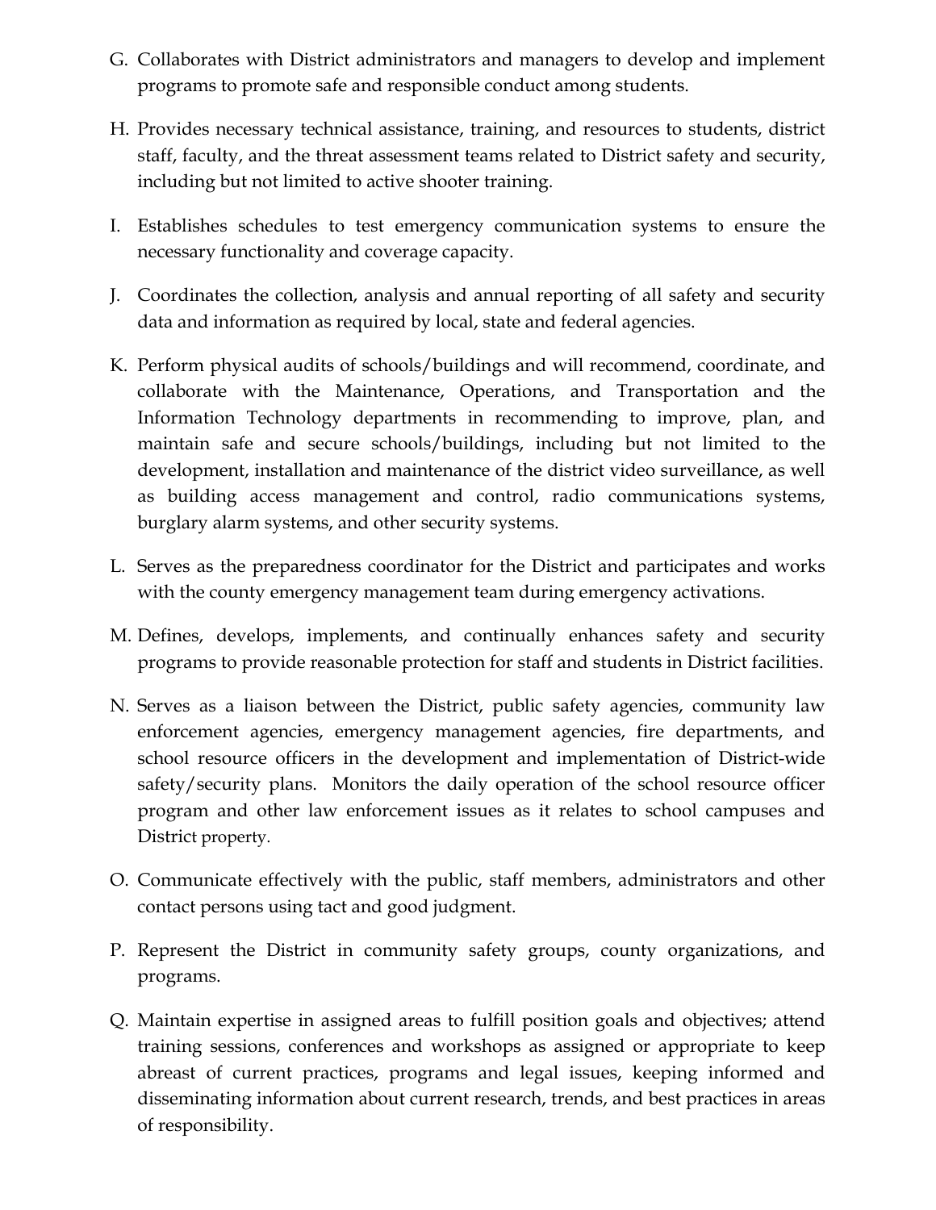G. Collaborates with District administrators and managers to develop and implement programs to promote safe and responsible conduct among students.

H. Provides necessary technical assistance, training, and resources to students, district staff, faculty, and the threat assessment teams related to District safety and security, including but not limited to active shooter training.

I. Establishes schedules to test emergency communication systems to ensure the necessary functionality and coverage capacity.

J. Coordinates the collection, analysis and annual reporting of all safety and security data and information as required by local, state and federal agencies.

K. Perform physical audits of schools/buildings and will recommend, coordinate, and collaborate with the Maintenance, Operations, and Transportation and the Information Technology departments in recommending to improve, plan, and maintain safe and secure schools/buildings, including but not limited to the development, installation and maintenance of the district video surveillance, as well as building access management and control, radio communications systems, burglary alarm systems, and other security systems.

L. Serves as the preparedness coordinator for the District and participates and works with the county emergency management team during emergency activations.

M. Defines, develops, implements, and continually enhances safety and security programs to provide reasonable protection for staff and students in District facilities.

N. Serves as a liaison between the District, public safety agencies, community law enforcement agencies, emergency management agencies, fire departments, and school resource officers in the development and implementation of District-wide safety/security plans. Monitors the daily operation of the school resource officer program and other law enforcement issues as it relates to school campuses and District property.

O. Communicate effectively with the public, staff members, administrators and other contact persons using tact and good judgment.

P. Represent the District in community safety groups, county organizations, and programs.

Q. Maintain expertise in assigned areas to fulfill position goals and objectives; attend training sessions, conferences and workshops as assigned or appropriate to keep abreast of current practices, programs and legal issues, keeping informed and disseminating information about current research, trends, and best practices in areas of responsibility.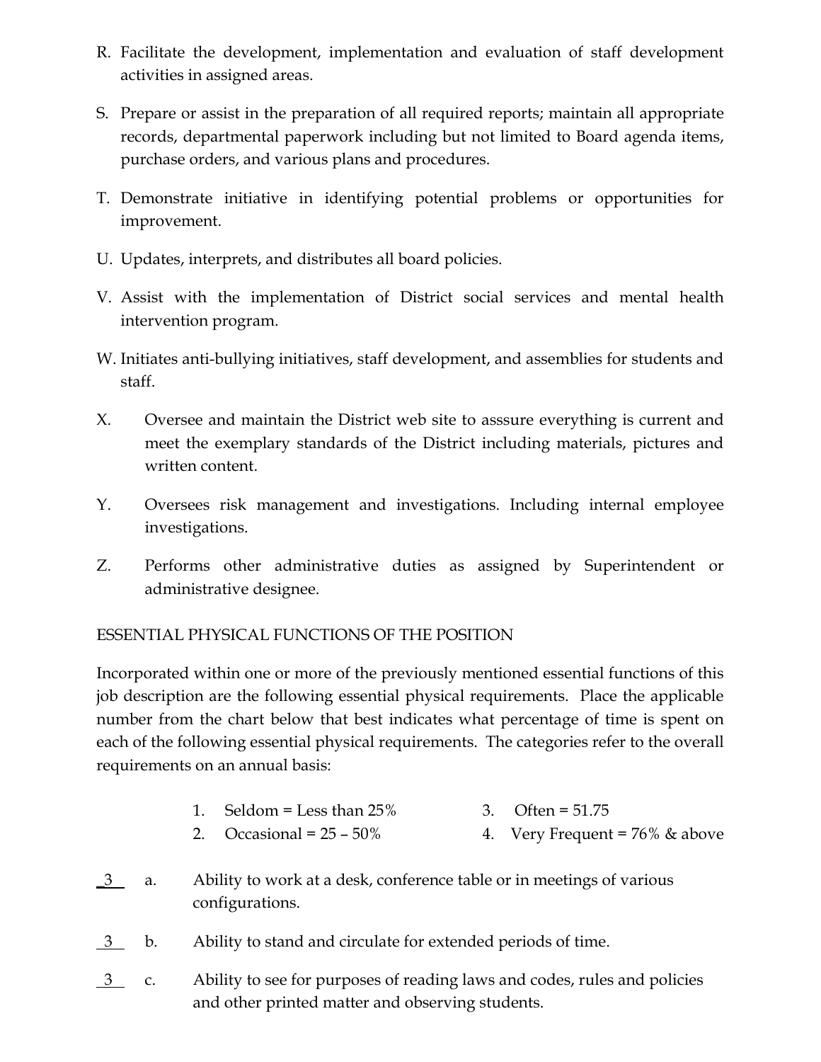R. Facilitate the development, implementation and evaluation of staff development activities in assigned areas.

S. Prepare or assist in the preparation of all required reports; maintain all appropriate records, departmental paperwork including but not limited to Board agenda items, purchase orders, and various plans and procedures.

T. Demonstrate initiative in identifying potential problems or opportunities for improvement.

U. Updates, interprets, and distributes all board policies.

V. Assist with the implementation of District social services and mental health intervention program.

W. Initiates anti-bullying initiatives, staff development, and assemblies for students and staff.

X. Oversee and maintain the District web site to asssure everything is current and meet the exemplary standards of the District including materials, pictures and written content.

Y. Oversees risk management and investigations. Including internal employee investigations.

Z. Performs other administrative duties as assigned by Superintendent or administrative designee.

ESSENTIAL PHYSICAL FUNCTIONS OF THE POSITION

Incorporated within one or more of the previously mentioned essential functions of this job description are the following essential physical requirements. Place the applicable number from the chart below that best indicates what percentage of time is spent on each of the following essential physical requirements. The categories refer to the overall requirements on an annual basis:

1. Seldom = Less than 25%
2. Occasional = 25 – 50%
3. Often = 51.75
4. Very Frequent = 76% & above

\_3\_ a. Ability to work at a desk, conference table or in meetings of various configurations.

\_3\_ b. Ability to stand and circulate for extended periods of time.

\_3\_ c. Ability to see for purposes of reading laws and codes, rules and policies and other printed matter and observing students.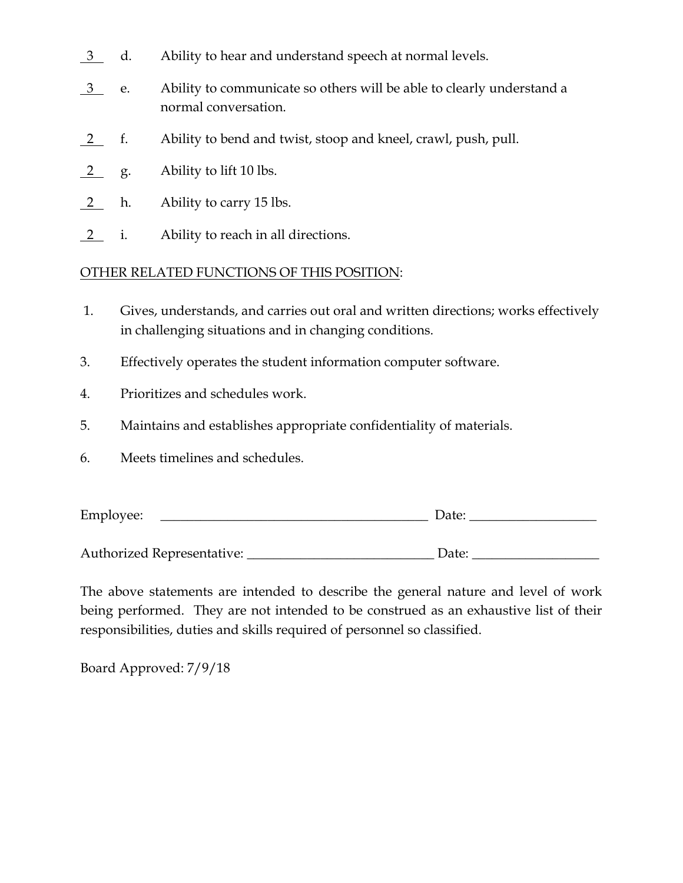3 d. Ability to hear and understand speech at normal levels.

3 e. Ability to communicate so others will be able to clearly understand a normal conversation.

2 f. Ability to bend and twist, stoop and kneel, crawl, push, pull.

2 g. Ability to lift 10 lbs.

2 h. Ability to carry 15 lbs.

2 i. Ability to reach in all directions.

OTHER RELATED FUNCTIONS OF THIS POSITION:

1. Gives, understands, and carries out oral and written directions; works effectively in challenging situations and in changing conditions.

3. Effectively operates the student information computer software.

4. Prioritizes and schedules work.

5. Maintains and establishes appropriate confidentiality of materials.

6. Meets timelines and schedules.

Employee: ________________________________________ Date: ___________________

Authorized Representative: ____________________________ Date: ___________________

The above statements are intended to describe the general nature and level of work being performed. They are not intended to be construed as an exhaustive list of their responsibilities, duties and skills required of personnel so classified.

Board Approved: 7/9/18